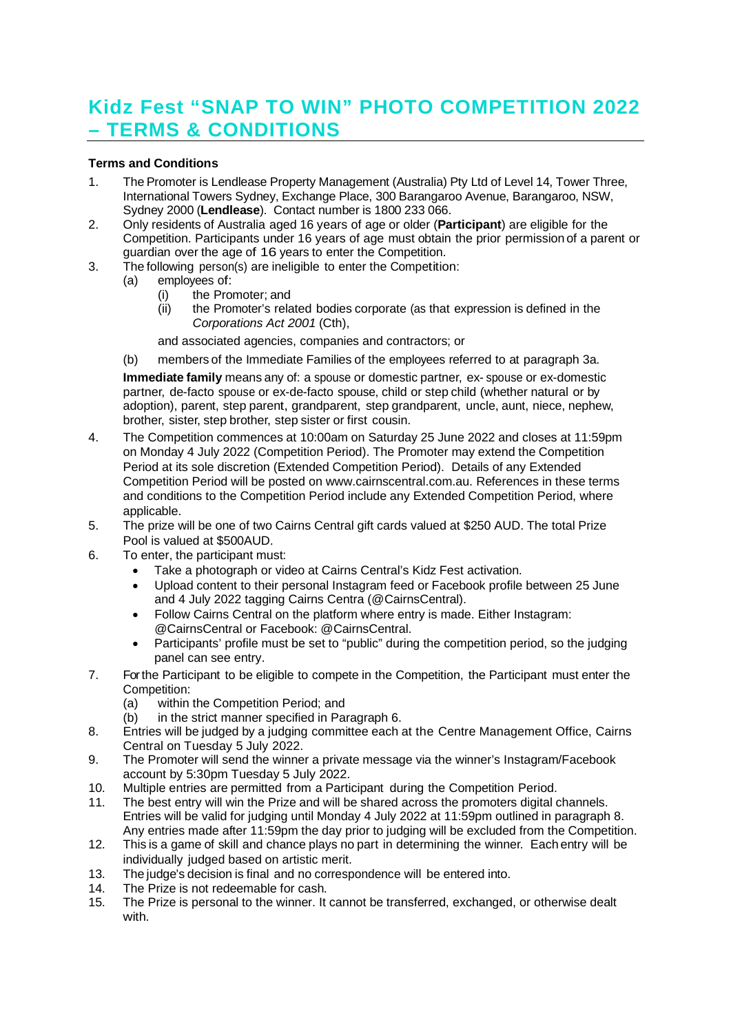# Kidz Fest "SNAP TO WIN" PHOTO COMPETITION 2022 – TERMS & CONDITIONS

**Terms and Conditions**

1. The Promoter is Lendlease Property Management (Australia) Pty Ltd of Level 14, Tower Three, International Towers Sydney, Exchange Place, 300 Barangaroo Avenue, Barangaroo, NSW, Sydney 2000 (**Lendlease**). Contact number is 1800 233 066.
2. Only residents of Australia aged 16 years of age or older (**Participant**) are eligible for the Competition. Participants under 16 years of age must obtain the prior permission of a parent or guardian over the age of 16 years to enter the Competition.
3. The following person(s) are ineligible to enter the Competition:
   (a) employees of:
      (i) the Promoter; and
      (ii) the Promoter's related bodies corporate (as that expression is defined in the *Corporations Act 2001* (Cth),

      and associated agencies, companies and contractors; or

   (b) members of the Immediate Families of the employees referred to at paragraph 3a.

   **Immediate family** means any of: a spouse or domestic partner, ex- spouse or ex-domestic partner, de-facto spouse or ex-de-facto spouse, child or step child (whether natural or by adoption), parent, step parent, grandparent, step grandparent, uncle, aunt, niece, nephew, brother, sister, step brother, step sister or first cousin.
4. The Competition commences at 10:00am on Saturday 25 June 2022 and closes at 11:59pm on Monday 4 July 2022 (Competition Period). The Promoter may extend the Competition Period at its sole discretion (Extended Competition Period). Details of any Extended Competition Period will be posted on www.cairnscentral.com.au. References in these terms and conditions to the Competition Period include any Extended Competition Period, where applicable.
5. The prize will be one of two Cairns Central gift cards valued at $250 AUD. The total Prize Pool is valued at $500AUD.
6. To enter, the participant must:
   - Take a photograph or video at Cairns Central's Kidz Fest activation.
   - Upload content to their personal Instagram feed or Facebook profile between 25 June and 4 July 2022 tagging Cairns Centra (@CairnsCentral).
   - Follow Cairns Central on the platform where entry is made. Either Instagram: @CairnsCentral or Facebook: @CairnsCentral.
   - Participants' profile must be set to "public" during the competition period, so the judging panel can see entry.
7. For the Participant to be eligible to compete in the Competition, the Participant must enter the Competition:
   (a) within the Competition Period; and
   (b) in the strict manner specified in Paragraph 6.
8. Entries will be judged by a judging committee each at the Centre Management Office, Cairns Central on Tuesday 5 July 2022.
9. The Promoter will send the winner a private message via the winner's Instagram/Facebook account by 5:30pm Tuesday 5 July 2022.
10. Multiple entries are permitted from a Participant during the Competition Period.
11. The best entry will win the Prize and will be shared across the promoters digital channels. Entries will be valid for judging until Monday 4 July 2022 at 11:59pm outlined in paragraph 8. Any entries made after 11:59pm the day prior to judging will be excluded from the Competition.
12. This is a game of skill and chance plays no part in determining the winner. Each entry will be individually judged based on artistic merit.
13. The judge's decision is final and no correspondence will be entered into.
14. The Prize is not redeemable for cash.
15. The Prize is personal to the winner. It cannot be transferred, exchanged, or otherwise dealt with.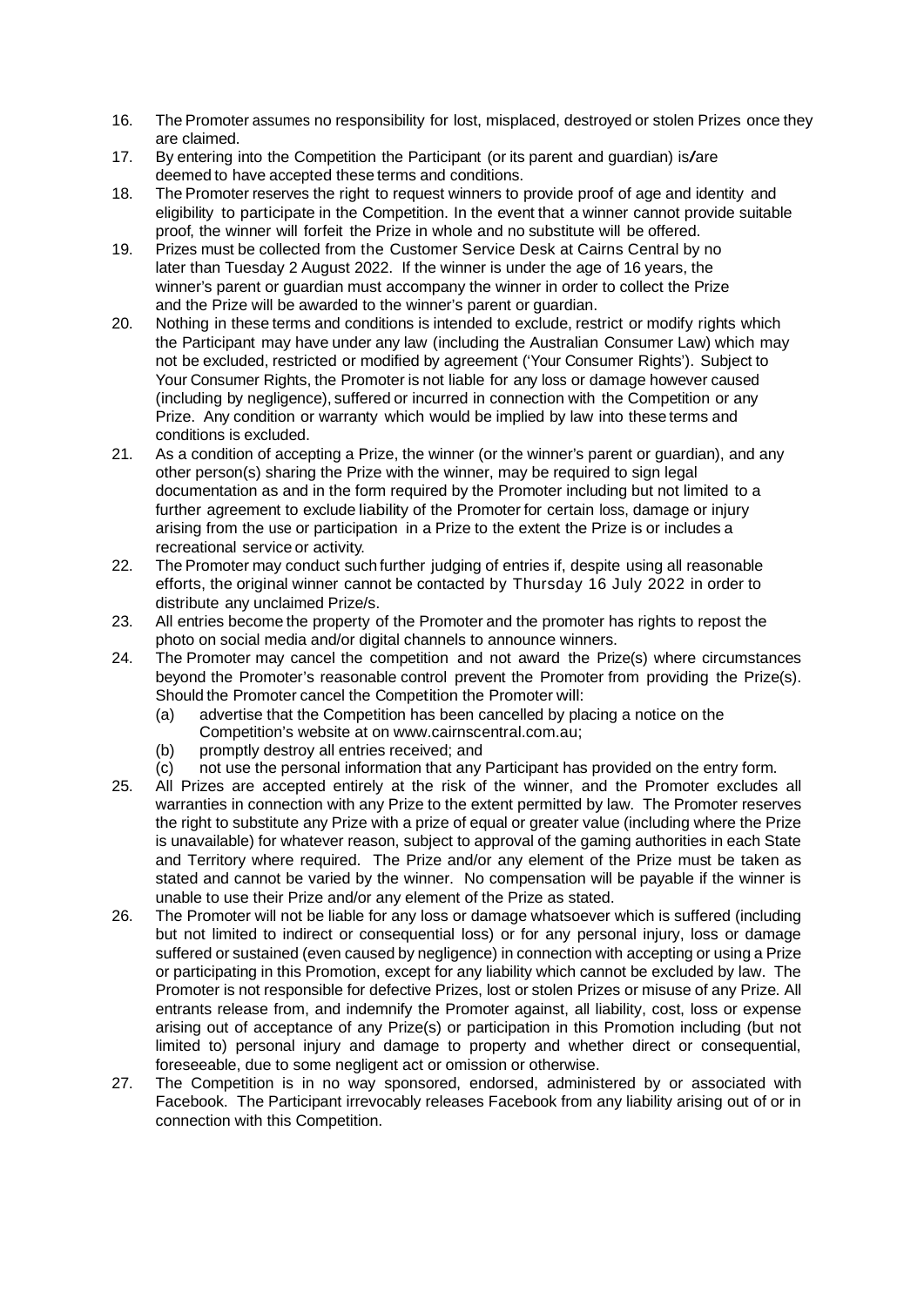16. The Promoter assumes no responsibility for lost, misplaced, destroyed or stolen Prizes once they are claimed.
17. By entering into the Competition the Participant (or its parent and guardian) is/are deemed to have accepted these terms and conditions.
18. The Promoter reserves the right to request winners to provide proof of age and identity and eligibility to participate in the Competition. In the event that a winner cannot provide suitable proof, the winner will forfeit the Prize in whole and no substitute will be offered.
19. Prizes must be collected from the Customer Service Desk at Cairns Central by no later than Tuesday 2 August 2022. If the winner is under the age of 16 years, the winner's parent or guardian must accompany the winner in order to collect the Prize and the Prize will be awarded to the winner's parent or guardian.
20. Nothing in these terms and conditions is intended to exclude, restrict or modify rights which the Participant may have under any law (including the Australian Consumer Law) which may not be excluded, restricted or modified by agreement ('Your Consumer Rights'). Subject to Your Consumer Rights, the Promoter is not liable for any loss or damage however caused (including by negligence), suffered or incurred in connection with the Competition or any Prize. Any condition or warranty which would be implied by law into these terms and conditions is excluded.
21. As a condition of accepting a Prize, the winner (or the winner's parent or guardian), and any other person(s) sharing the Prize with the winner, may be required to sign legal documentation as and in the form required by the Promoter including but not limited to a further agreement to exclude liability of the Promoter for certain loss, damage or injury arising from the use or participation in a Prize to the extent the Prize is or includes a recreational service or activity.
22. The Promoter may conduct such further judging of entries if, despite using all reasonable efforts, the original winner cannot be contacted by Thursday 16 July 2022 in order to distribute any unclaimed Prize/s.
23. All entries become the property of the Promoter and the promoter has rights to repost the photo on social media and/or digital channels to announce winners.
24. The Promoter may cancel the competition and not award the Prize(s) where circumstances beyond the Promoter's reasonable control prevent the Promoter from providing the Prize(s). Should the Promoter cancel the Competition the Promoter will:
    (a) advertise that the Competition has been cancelled by placing a notice on the Competition's website at on www.cairnscentral.com.au;
    (b) promptly destroy all entries received; and
    (c) not use the personal information that any Participant has provided on the entry form.
25. All Prizes are accepted entirely at the risk of the winner, and the Promoter excludes all warranties in connection with any Prize to the extent permitted by law. The Promoter reserves the right to substitute any Prize with a prize of equal or greater value (including where the Prize is unavailable) for whatever reason, subject to approval of the gaming authorities in each State and Territory where required. The Prize and/or any element of the Prize must be taken as stated and cannot be varied by the winner. No compensation will be payable if the winner is unable to use their Prize and/or any element of the Prize as stated.
26. The Promoter will not be liable for any loss or damage whatsoever which is suffered (including but not limited to indirect or consequential loss) or for any personal injury, loss or damage suffered or sustained (even caused by negligence) in connection with accepting or using a Prize or participating in this Promotion, except for any liability which cannot be excluded by law. The Promoter is not responsible for defective Prizes, lost or stolen Prizes or misuse of any Prize. All entrants release from, and indemnify the Promoter against, all liability, cost, loss or expense arising out of acceptance of any Prize(s) or participation in this Promotion including (but not limited to) personal injury and damage to property and whether direct or consequential, foreseeable, due to some negligent act or omission or otherwise.
27. The Competition is in no way sponsored, endorsed, administered by or associated with Facebook. The Participant irrevocably releases Facebook from any liability arising out of or in connection with this Competition.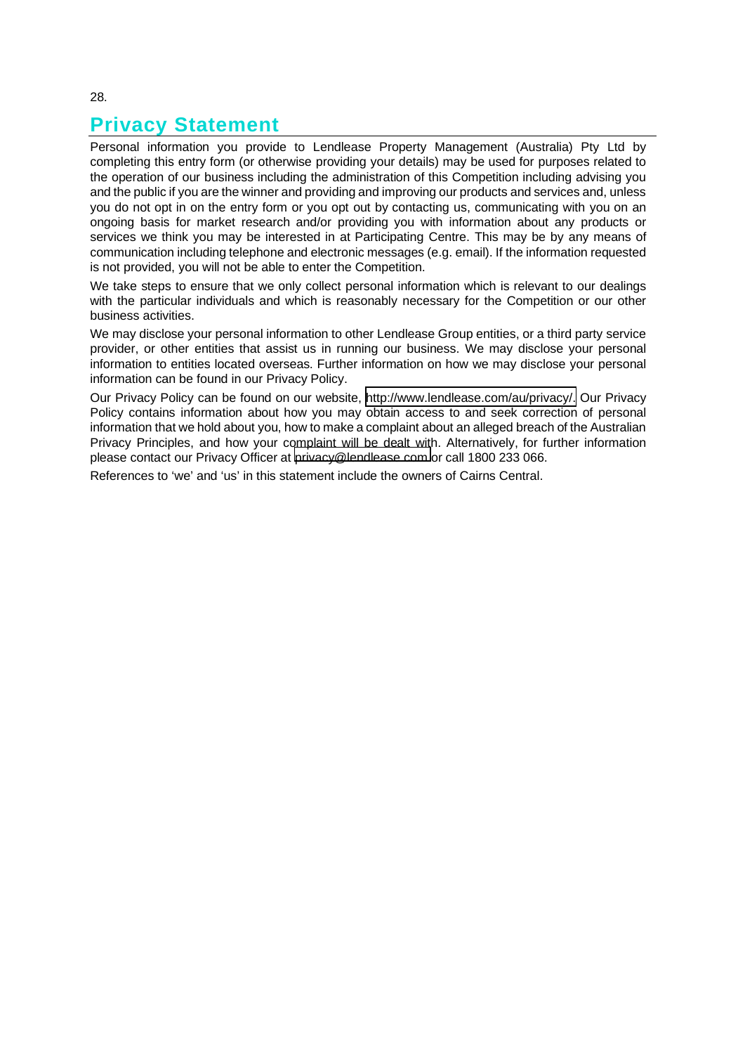28.

## Privacy Statement

Personal information you provide to Lendlease Property Management (Australia) Pty Ltd by completing this entry form (or otherwise providing your details) may be used for purposes related to the operation of our business including the administration of this Competition including advising you and the public if you are the winner and providing and improving our products and services and, unless you do not opt in on the entry form or you opt out by contacting us, communicating with you on an ongoing basis for market research and/or providing you with information about any products or services we think you may be interested in at Participating Centre. This may be by any means of communication including telephone and electronic messages (e.g. email). If the information requested is not provided, you will not be able to enter the Competition.

We take steps to ensure that we only collect personal information which is relevant to our dealings with the particular individuals and which is reasonably necessary for the Competition or our other business activities.

We may disclose your personal information to other Lendlease Group entities, or a third party service provider, or other entities that assist us in running our business. We may disclose your personal information to entities located overseas. Further information on how we may disclose your personal information can be found in our Privacy Policy.

Our Privacy Policy can be found on our website, http://www.lendlease.com/au/privacy/. Our Privacy Policy contains information about how you may obtain access to and seek correction of personal information that we hold about you, how to make a complaint about an alleged breach of the Australian Privacy Principles, and how your complaint will be dealt with. Alternatively, for further information please contact our Privacy Officer at privacy@lendlease.com or call 1800 233 066.

References to 'we' and 'us' in this statement include the owners of Cairns Central.